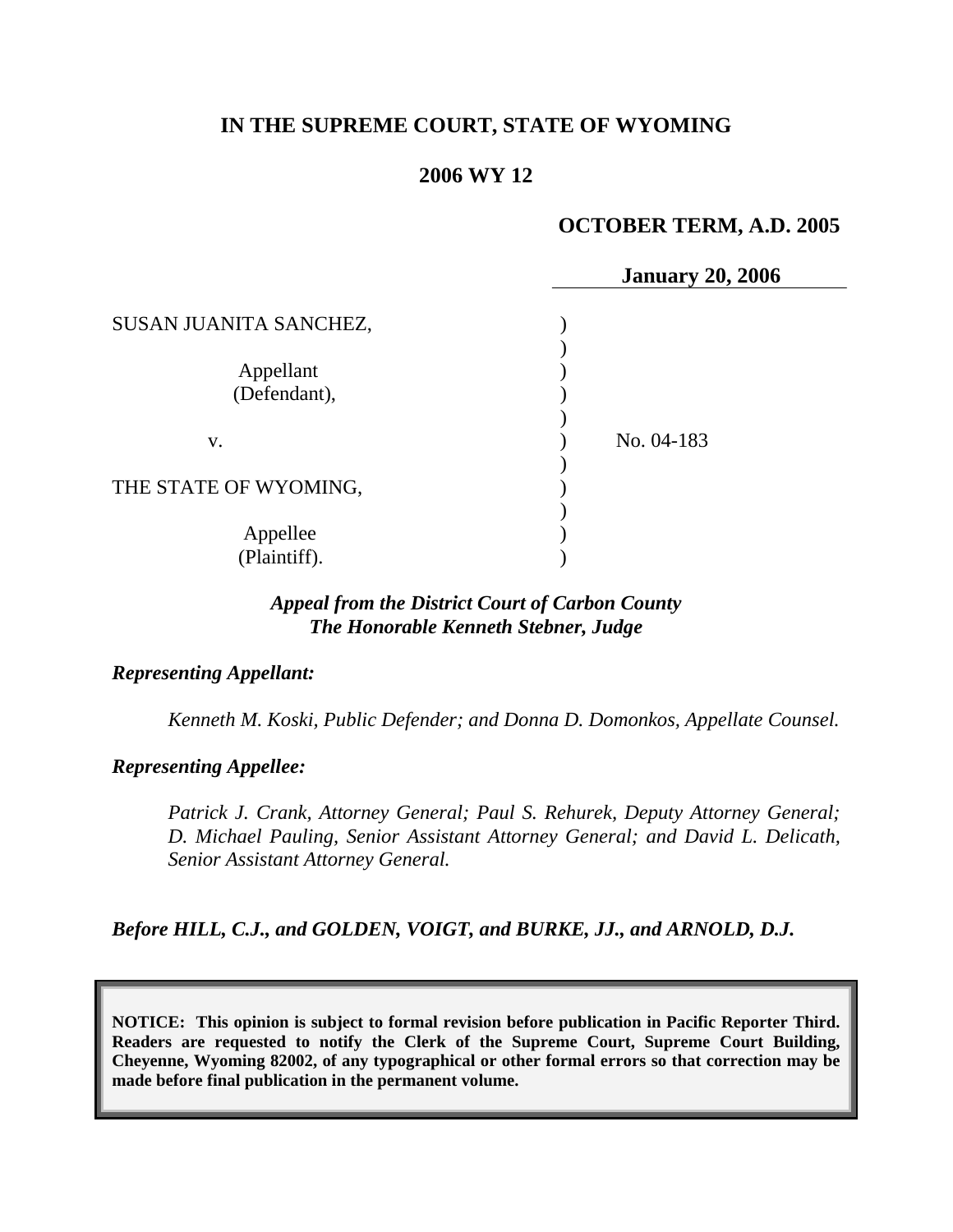**IN THE SUPREME COURT, STATE OF WYOMING**

**2006 WY 12**

**OCTOBER TERM, A.D. 2005**

**January 20, 2006**

| | | |
|---|---|---|
| SUSAN JUANITA SANCHEZ, | ) | |
| | ) | |
| Appellant (Defendant), | ) | |
| | ) | |
| v. | ) | No. 04-183 |
| | ) | |
| THE STATE OF WYOMING, | ) | |
| | ) | |
| Appellee (Plaintiff). | ) | |

***Appeal from the District Court of Carbon County***
***The Honorable Kenneth Stebner, Judge***

***Representing Appellant:***

*Kenneth M. Koski, Public Defender; and Donna D. Domonkos, Appellate Counsel.*

***Representing Appellee:***

*Patrick J. Crank, Attorney General; Paul S. Rehurek, Deputy Attorney General; D. Michael Pauling, Senior Assistant Attorney General; and David L. Delicath, Senior Assistant Attorney General.*

***Before HILL, C.J., and GOLDEN, VOIGT, and BURKE, JJ., and ARNOLD, D.J.***

**NOTICE: This opinion is subject to formal revision before publication in Pacific Reporter Third. Readers are requested to notify the Clerk of the Supreme Court, Supreme Court Building, Cheyenne, Wyoming 82002, of any typographical or other formal errors so that correction may be made before final publication in the permanent volume.**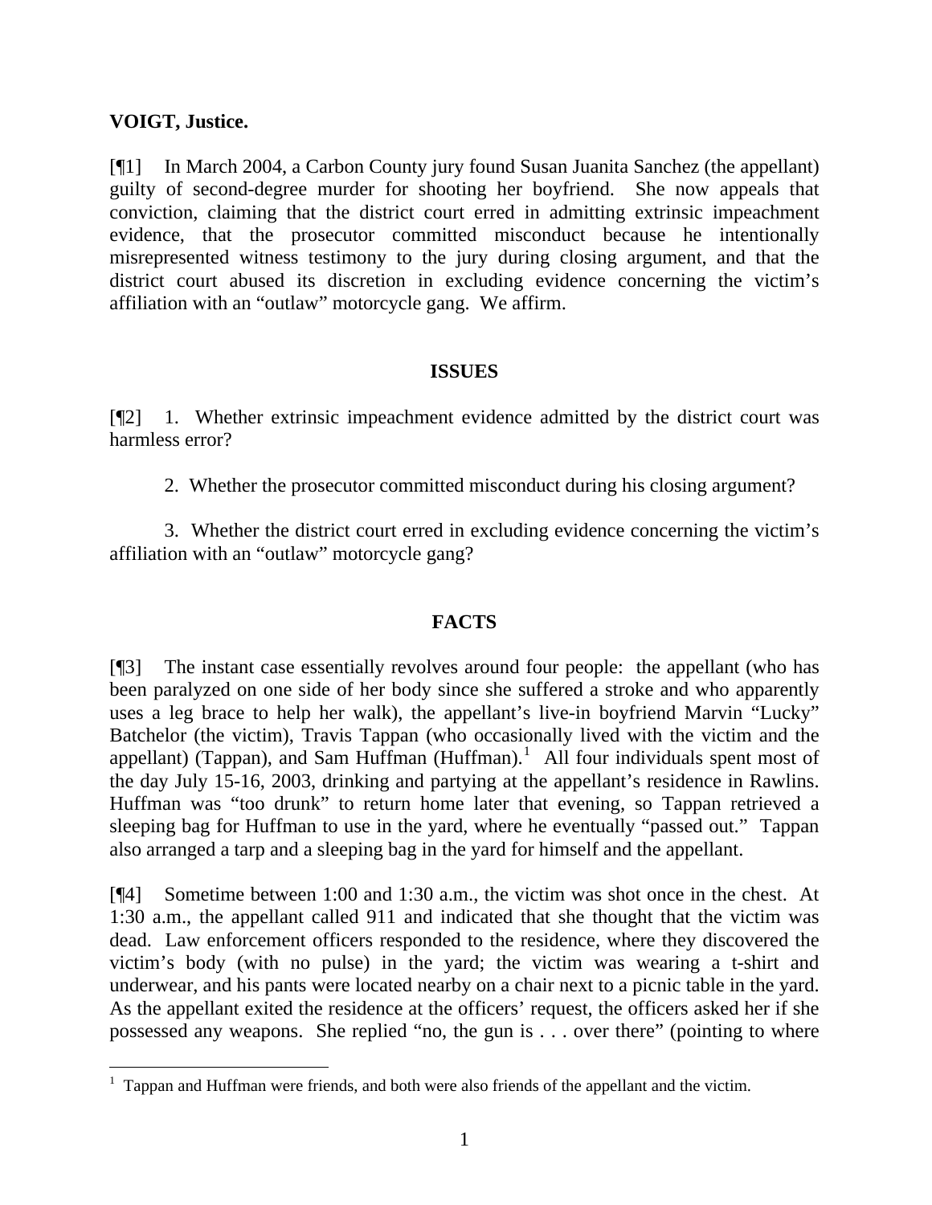**VOIGT, Justice.**

[¶1] In March 2004, a Carbon County jury found Susan Juanita Sanchez (the appellant) guilty of second-degree murder for shooting her boyfriend. She now appeals that conviction, claiming that the district court erred in admitting extrinsic impeachment evidence, that the prosecutor committed misconduct because he intentionally misrepresented witness testimony to the jury during closing argument, and that the district court abused its discretion in excluding evidence concerning the victim's affiliation with an "outlaw" motorcycle gang. We affirm.

## ISSUES

[¶2] 1. Whether extrinsic impeachment evidence admitted by the district court was harmless error?

2. Whether the prosecutor committed misconduct during his closing argument?

3. Whether the district court erred in excluding evidence concerning the victim's affiliation with an "outlaw" motorcycle gang?

## FACTS

[¶3] The instant case essentially revolves around four people: the appellant (who has been paralyzed on one side of her body since she suffered a stroke and who apparently uses a leg brace to help her walk), the appellant's live-in boyfriend Marvin "Lucky" Batchelor (the victim), Travis Tappan (who occasionally lived with the victim and the appellant) (Tappan), and Sam Huffman (Huffman).[1] All four individuals spent most of the day July 15-16, 2003, drinking and partying at the appellant's residence in Rawlins. Huffman was "too drunk" to return home later that evening, so Tappan retrieved a sleeping bag for Huffman to use in the yard, where he eventually "passed out." Tappan also arranged a tarp and a sleeping bag in the yard for himself and the appellant.

[¶4] Sometime between 1:00 and 1:30 a.m., the victim was shot once in the chest. At 1:30 a.m., the appellant called 911 and indicated that she thought that the victim was dead. Law enforcement officers responded to the residence, where they discovered the victim's body (with no pulse) in the yard; the victim was wearing a t-shirt and underwear, and his pants were located nearby on a chair next to a picnic table in the yard. As the appellant exited the residence at the officers' request, the officers asked her if she possessed any weapons. She replied "no, the gun is . . . over there" (pointing to where

---

[1] Tappan and Huffman were friends, and both were also friends of the appellant and the victim.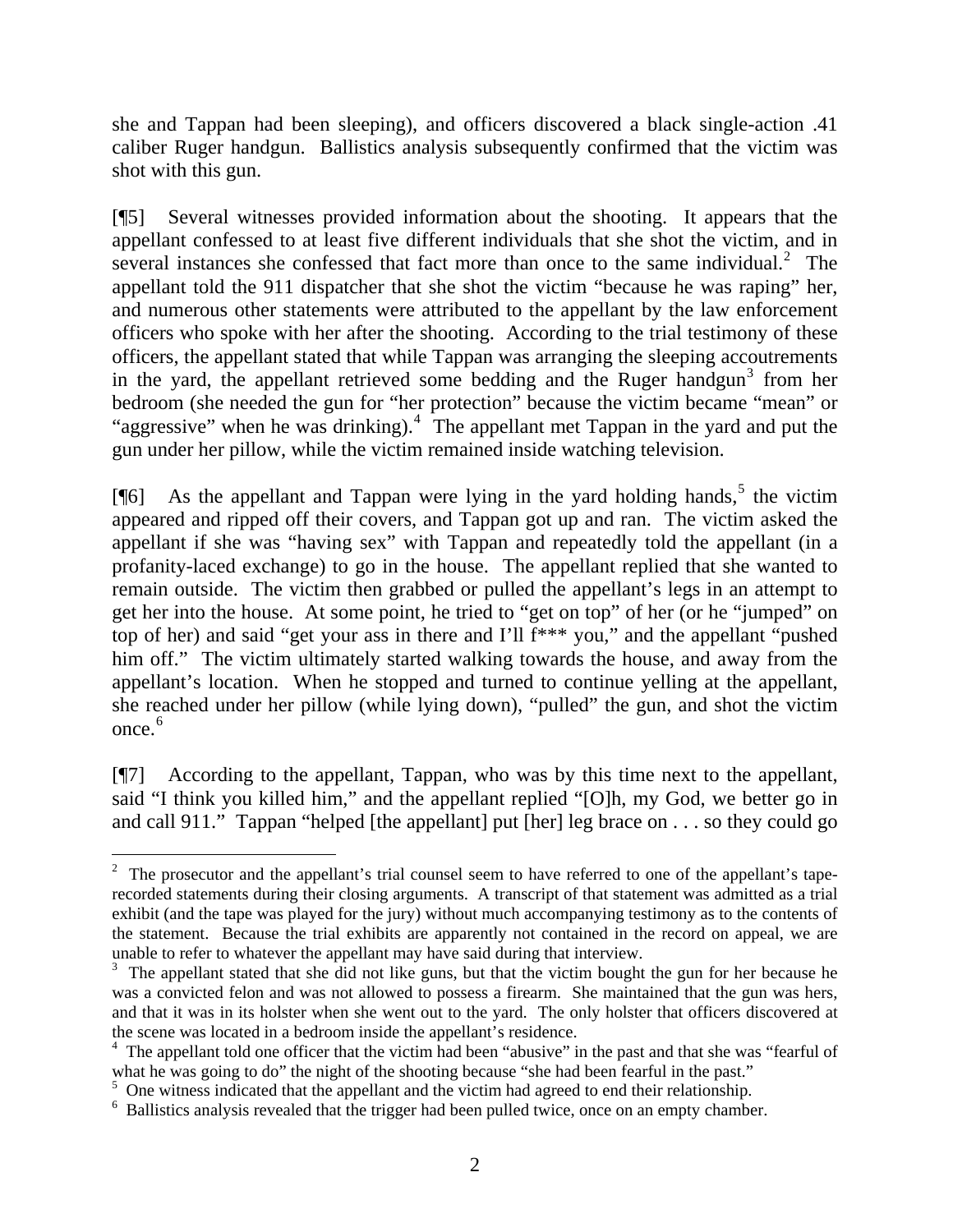she and Tappan had been sleeping), and officers discovered a black single-action .41 caliber Ruger handgun. Ballistics analysis subsequently confirmed that the victim was shot with this gun.

[¶5] Several witnesses provided information about the shooting. It appears that the appellant confessed to at least five different individuals that she shot the victim, and in several instances she confessed that fact more than once to the same individual.[2] The appellant told the 911 dispatcher that she shot the victim "because he was raping" her, and numerous other statements were attributed to the appellant by the law enforcement officers who spoke with her after the shooting. According to the trial testimony of these officers, the appellant stated that while Tappan was arranging the sleeping accoutrements in the yard, the appellant retrieved some bedding and the Ruger handgun[3] from her bedroom (she needed the gun for "her protection" because the victim became "mean" or "aggressive" when he was drinking).[4] The appellant met Tappan in the yard and put the gun under her pillow, while the victim remained inside watching television.

[¶6] As the appellant and Tappan were lying in the yard holding hands,[5] the victim appeared and ripped off their covers, and Tappan got up and ran. The victim asked the appellant if she was "having sex" with Tappan and repeatedly told the appellant (in a profanity-laced exchange) to go in the house. The appellant replied that she wanted to remain outside. The victim then grabbed or pulled the appellant's legs in an attempt to get her into the house. At some point, he tried to "get on top" of her (or he "jumped" on top of her) and said "get your ass in there and I'll f*** you," and the appellant "pushed him off." The victim ultimately started walking towards the house, and away from the appellant's location. When he stopped and turned to continue yelling at the appellant, she reached under her pillow (while lying down), "pulled" the gun, and shot the victim once.[6]

[¶7] According to the appellant, Tappan, who was by this time next to the appellant, said "I think you killed him," and the appellant replied "[O]h, my God, we better go in and call 911." Tappan "helped [the appellant] put [her] leg brace on . . . so they could go

---

[2] The prosecutor and the appellant's trial counsel seem to have referred to one of the appellant's tape-recorded statements during their closing arguments. A transcript of that statement was admitted as a trial exhibit (and the tape was played for the jury) without much accompanying testimony as to the contents of the statement. Because the trial exhibits are apparently not contained in the record on appeal, we are unable to refer to whatever the appellant may have said during that interview.

[3] The appellant stated that she did not like guns, but that the victim bought the gun for her because he was a convicted felon and was not allowed to possess a firearm. She maintained that the gun was hers, and that it was in its holster when she went out to the yard. The only holster that officers discovered at the scene was located in a bedroom inside the appellant's residence.

[4] The appellant told one officer that the victim had been "abusive" in the past and that she was "fearful of what he was going to do" the night of the shooting because "she had been fearful in the past."

[5] One witness indicated that the appellant and the victim had agreed to end their relationship.

[6] Ballistics analysis revealed that the trigger had been pulled twice, once on an empty chamber.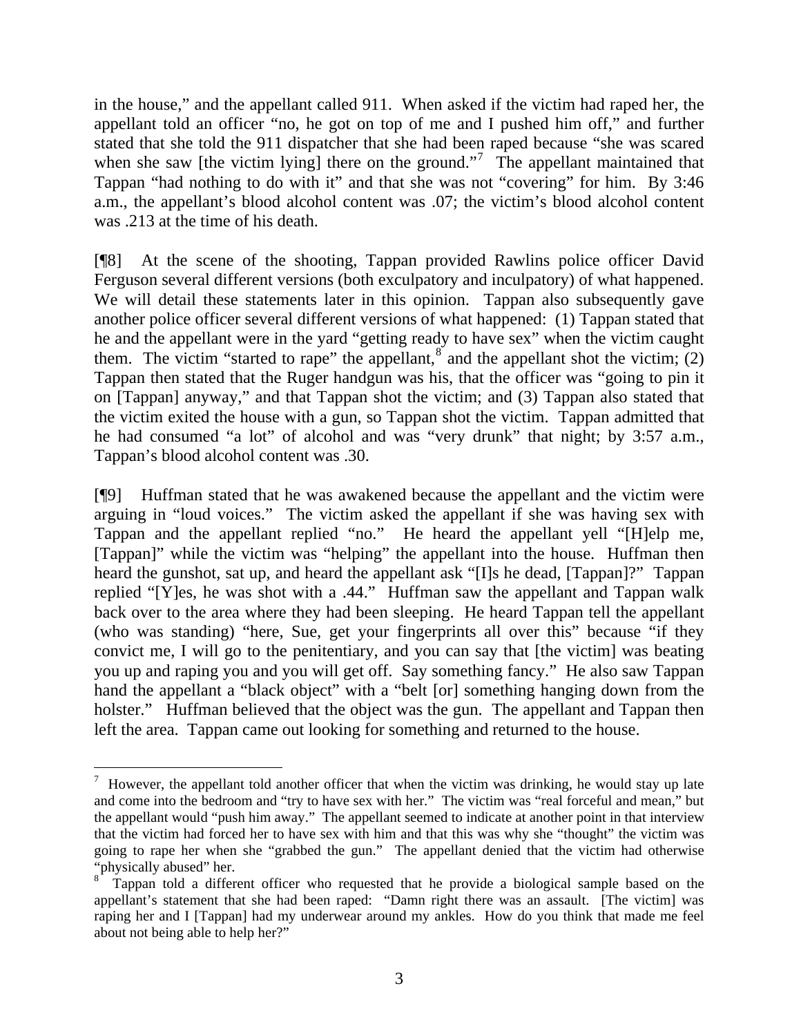in the house," and the appellant called 911. When asked if the victim had raped her, the appellant told an officer "no, he got on top of me and I pushed him off," and further stated that she told the 911 dispatcher that she had been raped because "she was scared when she saw [the victim lying] there on the ground."[7] The appellant maintained that Tappan "had nothing to do with it" and that she was not "covering" for him. By 3:46 a.m., the appellant's blood alcohol content was .07; the victim's blood alcohol content was .213 at the time of his death.

[¶8] At the scene of the shooting, Tappan provided Rawlins police officer David Ferguson several different versions (both exculpatory and inculpatory) of what happened. We will detail these statements later in this opinion. Tappan also subsequently gave another police officer several different versions of what happened: (1) Tappan stated that he and the appellant were in the yard "getting ready to have sex" when the victim caught them. The victim "started to rape" the appellant,[8] and the appellant shot the victim; (2) Tappan then stated that the Ruger handgun was his, that the officer was "going to pin it on [Tappan] anyway," and that Tappan shot the victim; and (3) Tappan also stated that the victim exited the house with a gun, so Tappan shot the victim. Tappan admitted that he had consumed "a lot" of alcohol and was "very drunk" that night; by 3:57 a.m., Tappan's blood alcohol content was .30.

[¶9] Huffman stated that he was awakened because the appellant and the victim were arguing in "loud voices." The victim asked the appellant if she was having sex with Tappan and the appellant replied "no." He heard the appellant yell "[H]elp me, [Tappan]" while the victim was "helping" the appellant into the house. Huffman then heard the gunshot, sat up, and heard the appellant ask "[I]s he dead, [Tappan]?" Tappan replied "[Y]es, he was shot with a .44." Huffman saw the appellant and Tappan walk back over to the area where they had been sleeping. He heard Tappan tell the appellant (who was standing) "here, Sue, get your fingerprints all over this" because "if they convict me, I will go to the penitentiary, and you can say that [the victim] was beating you up and raping you and you will get off. Say something fancy." He also saw Tappan hand the appellant a "black object" with a "belt [or] something hanging down from the holster." Huffman believed that the object was the gun. The appellant and Tappan then left the area. Tappan came out looking for something and returned to the house.

---

[7] However, the appellant told another officer that when the victim was drinking, he would stay up late and come into the bedroom and "try to have sex with her." The victim was "real forceful and mean," but the appellant would "push him away." The appellant seemed to indicate at another point in that interview that the victim had forced her to have sex with him and that this was why she "thought" the victim was going to rape her when she "grabbed the gun." The appellant denied that the victim had otherwise "physically abused" her.

[8] Tappan told a different officer who requested that he provide a biological sample based on the appellant's statement that she had been raped: "Damn right there was an assault. [The victim] was raping her and I [Tappan] had my underwear around my ankles. How do you think that made me feel about not being able to help her?"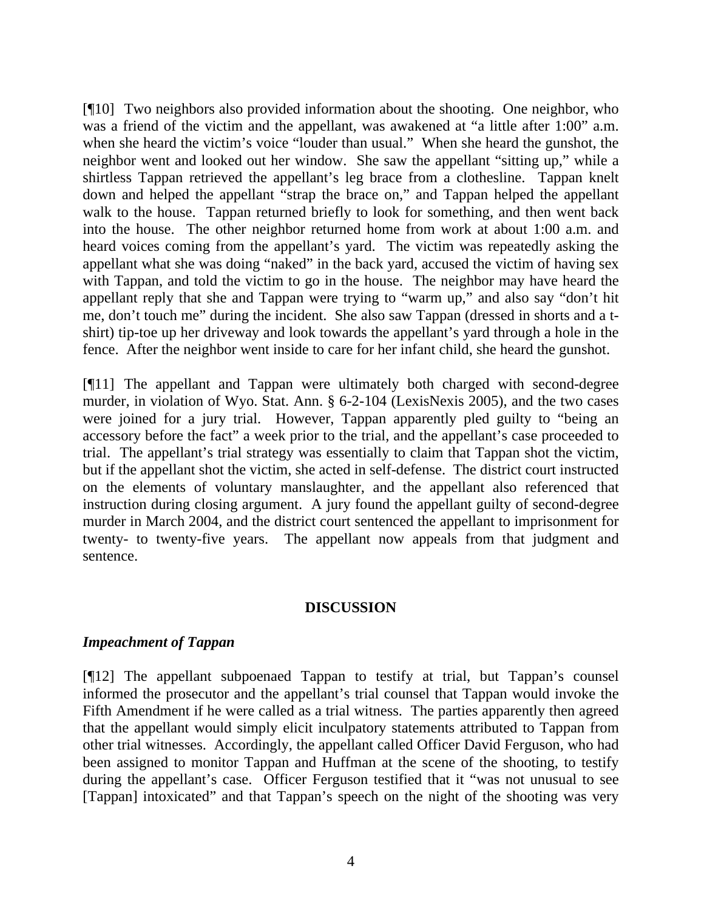[¶10] Two neighbors also provided information about the shooting. One neighbor, who was a friend of the victim and the appellant, was awakened at "a little after 1:00" a.m. when she heard the victim's voice "louder than usual." When she heard the gunshot, the neighbor went and looked out her window. She saw the appellant "sitting up," while a shirtless Tappan retrieved the appellant's leg brace from a clothesline. Tappan knelt down and helped the appellant "strap the brace on," and Tappan helped the appellant walk to the house. Tappan returned briefly to look for something, and then went back into the house. The other neighbor returned home from work at about 1:00 a.m. and heard voices coming from the appellant's yard. The victim was repeatedly asking the appellant what she was doing "naked" in the back yard, accused the victim of having sex with Tappan, and told the victim to go in the house. The neighbor may have heard the appellant reply that she and Tappan were trying to "warm up," and also say "don't hit me, don't touch me" during the incident. She also saw Tappan (dressed in shorts and a t-shirt) tip-toe up her driveway and look towards the appellant's yard through a hole in the fence. After the neighbor went inside to care for her infant child, she heard the gunshot.

[¶11] The appellant and Tappan were ultimately both charged with second-degree murder, in violation of Wyo. Stat. Ann. § 6-2-104 (LexisNexis 2005), and the two cases were joined for a jury trial. However, Tappan apparently pled guilty to "being an accessory before the fact" a week prior to the trial, and the appellant's case proceeded to trial. The appellant's trial strategy was essentially to claim that Tappan shot the victim, but if the appellant shot the victim, she acted in self-defense. The district court instructed on the elements of voluntary manslaughter, and the appellant also referenced that instruction during closing argument. A jury found the appellant guilty of second-degree murder in March 2004, and the district court sentenced the appellant to imprisonment for twenty- to twenty-five years. The appellant now appeals from that judgment and sentence.

## DISCUSSION

### *Impeachment of Tappan*

[¶12] The appellant subpoenaed Tappan to testify at trial, but Tappan's counsel informed the prosecutor and the appellant's trial counsel that Tappan would invoke the Fifth Amendment if he were called as a trial witness. The parties apparently then agreed that the appellant would simply elicit inculpatory statements attributed to Tappan from other trial witnesses. Accordingly, the appellant called Officer David Ferguson, who had been assigned to monitor Tappan and Huffman at the scene of the shooting, to testify during the appellant's case. Officer Ferguson testified that it "was not unusual to see [Tappan] intoxicated" and that Tappan's speech on the night of the shooting was very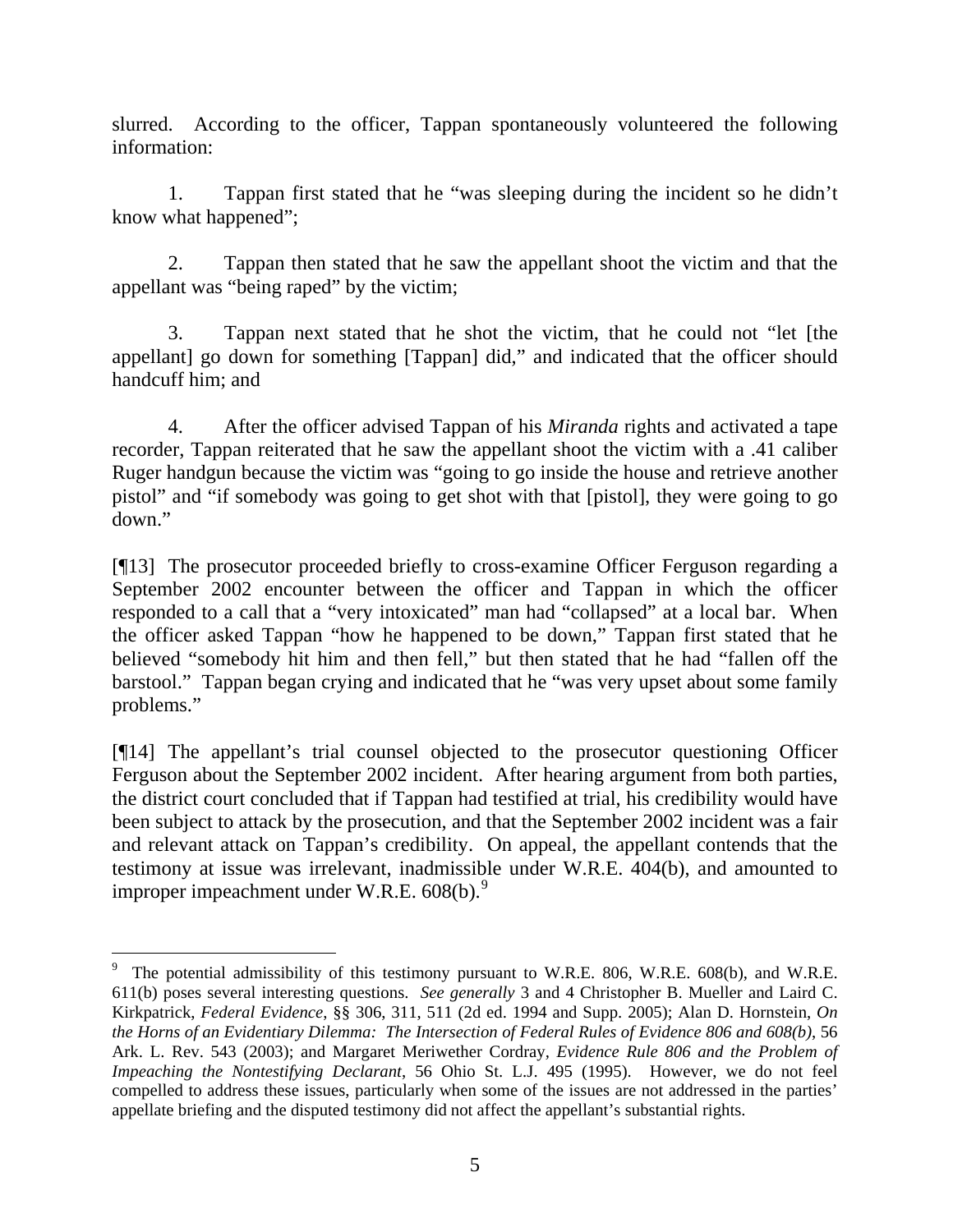slurred. According to the officer, Tappan spontaneously volunteered the following information:

1. Tappan first stated that he "was sleeping during the incident so he didn't know what happened";

2. Tappan then stated that he saw the appellant shoot the victim and that the appellant was "being raped" by the victim;

3. Tappan next stated that he shot the victim, that he could not "let [the appellant] go down for something [Tappan] did," and indicated that the officer should handcuff him; and

4. After the officer advised Tappan of his *Miranda* rights and activated a tape recorder, Tappan reiterated that he saw the appellant shoot the victim with a .41 caliber Ruger handgun because the victim was "going to go inside the house and retrieve another pistol" and "if somebody was going to get shot with that [pistol], they were going to go down."

[¶13] The prosecutor proceeded briefly to cross-examine Officer Ferguson regarding a September 2002 encounter between the officer and Tappan in which the officer responded to a call that a "very intoxicated" man had "collapsed" at a local bar. When the officer asked Tappan "how he happened to be down," Tappan first stated that he believed "somebody hit him and then fell," but then stated that he had "fallen off the barstool." Tappan began crying and indicated that he "was very upset about some family problems."

[¶14] The appellant's trial counsel objected to the prosecutor questioning Officer Ferguson about the September 2002 incident. After hearing argument from both parties, the district court concluded that if Tappan had testified at trial, his credibility would have been subject to attack by the prosecution, and that the September 2002 incident was a fair and relevant attack on Tappan's credibility. On appeal, the appellant contends that the testimony at issue was irrelevant, inadmissible under W.R.E. 404(b), and amounted to improper impeachment under W.R.E. 608(b).[9]

---

[9] The potential admissibility of this testimony pursuant to W.R.E. 806, W.R.E. 608(b), and W.R.E. 611(b) poses several interesting questions. *See generally* 3 and 4 Christopher B. Mueller and Laird C. Kirkpatrick, *Federal Evidence*, §§ 306, 311, 511 (2d ed. 1994 and Supp. 2005); Alan D. Hornstein, *On the Horns of an Evidentiary Dilemma: The Intersection of Federal Rules of Evidence 806 and 608(b)*, 56 Ark. L. Rev. 543 (2003); and Margaret Meriwether Cordray, *Evidence Rule 806 and the Problem of Impeaching the Nontestifying Declarant*, 56 Ohio St. L.J. 495 (1995). However, we do not feel compelled to address these issues, particularly when some of the issues are not addressed in the parties' appellate briefing and the disputed testimony did not affect the appellant's substantial rights.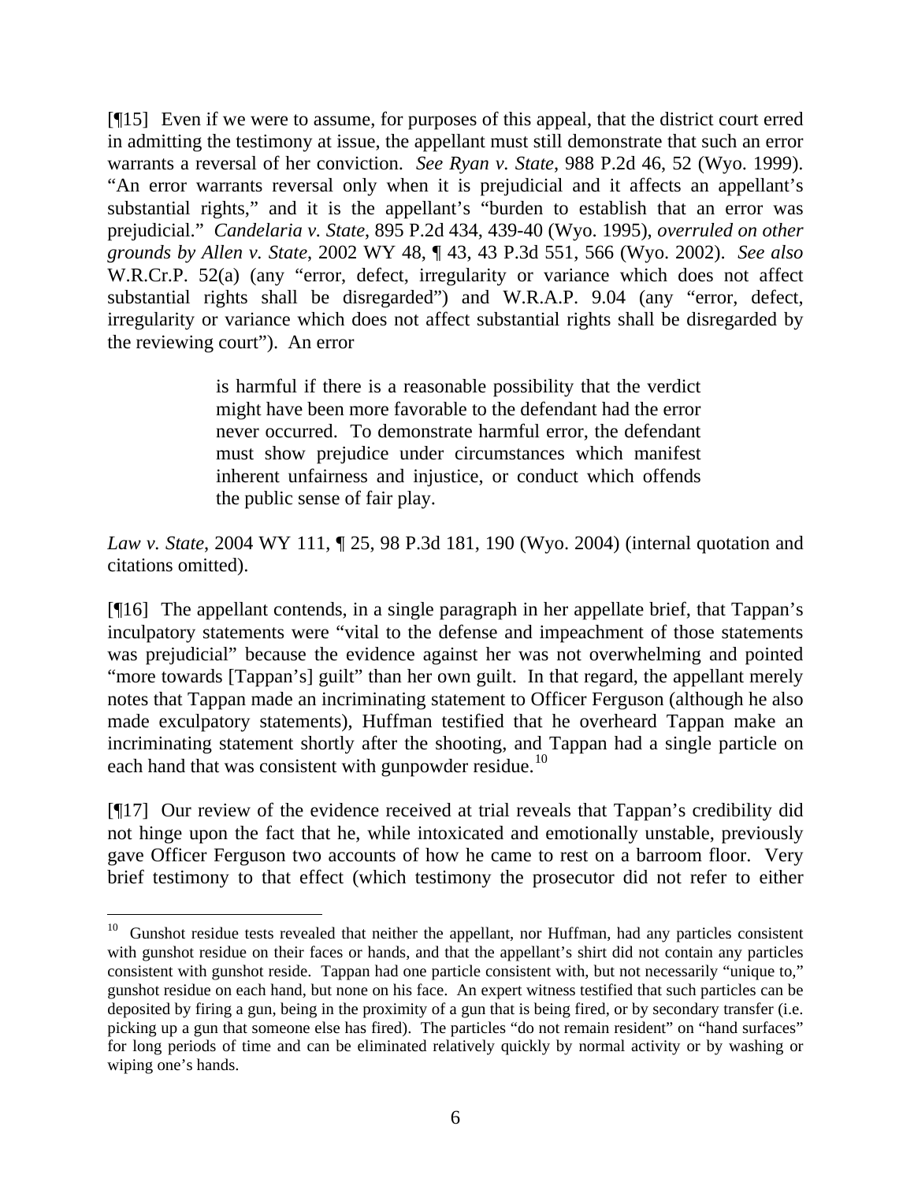[¶15] Even if we were to assume, for purposes of this appeal, that the district court erred in admitting the testimony at issue, the appellant must still demonstrate that such an error warrants a reversal of her conviction. *See Ryan v. State*, 988 P.2d 46, 52 (Wyo. 1999). "An error warrants reversal only when it is prejudicial and it affects an appellant's substantial rights," and it is the appellant's "burden to establish that an error was prejudicial." *Candelaria v. State*, 895 P.2d 434, 439-40 (Wyo. 1995), *overruled on other grounds by Allen v. State*, 2002 WY 48, ¶ 43, 43 P.3d 551, 566 (Wyo. 2002). *See also* W.R.Cr.P. 52(a) (any "error, defect, irregularity or variance which does not affect substantial rights shall be disregarded") and W.R.A.P. 9.04 (any "error, defect, irregularity or variance which does not affect substantial rights shall be disregarded by the reviewing court"). An error

> is harmful if there is a reasonable possibility that the verdict might have been more favorable to the defendant had the error never occurred. To demonstrate harmful error, the defendant must show prejudice under circumstances which manifest inherent unfairness and injustice, or conduct which offends the public sense of fair play.

*Law v. State*, 2004 WY 111, ¶ 25, 98 P.3d 181, 190 (Wyo. 2004) (internal quotation and citations omitted).

[¶16] The appellant contends, in a single paragraph in her appellate brief, that Tappan's inculpatory statements were "vital to the defense and impeachment of those statements was prejudicial" because the evidence against her was not overwhelming and pointed "more towards [Tappan's] guilt" than her own guilt. In that regard, the appellant merely notes that Tappan made an incriminating statement to Officer Ferguson (although he also made exculpatory statements), Huffman testified that he overheard Tappan make an incriminating statement shortly after the shooting, and Tappan had a single particle on each hand that was consistent with gunpowder residue.[10]

[¶17] Our review of the evidence received at trial reveals that Tappan's credibility did not hinge upon the fact that he, while intoxicated and emotionally unstable, previously gave Officer Ferguson two accounts of how he came to rest on a barroom floor. Very brief testimony to that effect (which testimony the prosecutor did not refer to either

---

[10] Gunshot residue tests revealed that neither the appellant, nor Huffman, had any particles consistent with gunshot residue on their faces or hands, and that the appellant's shirt did not contain any particles consistent with gunshot reside. Tappan had one particle consistent with, but not necessarily "unique to," gunshot residue on each hand, but none on his face. An expert witness testified that such particles can be deposited by firing a gun, being in the proximity of a gun that is being fired, or by secondary transfer (i.e. picking up a gun that someone else has fired). The particles "do not remain resident" on "hand surfaces" for long periods of time and can be eliminated relatively quickly by normal activity or by washing or wiping one's hands.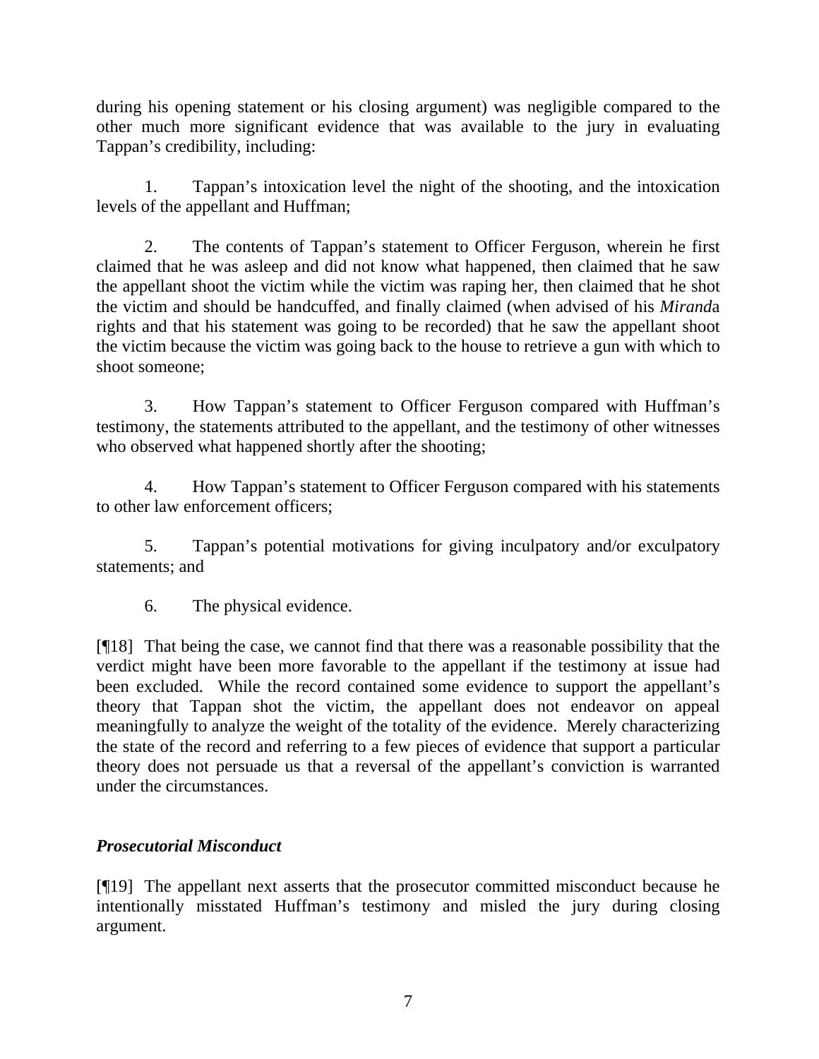during his opening statement or his closing argument) was negligible compared to the other much more significant evidence that was available to the jury in evaluating Tappan's credibility, including:

1. Tappan's intoxication level the night of the shooting, and the intoxication levels of the appellant and Huffman;

2. The contents of Tappan's statement to Officer Ferguson, wherein he first claimed that he was asleep and did not know what happened, then claimed that he saw the appellant shoot the victim while the victim was raping her, then claimed that he shot the victim and should be handcuffed, and finally claimed (when advised of his *Miranda* rights and that his statement was going to be recorded) that he saw the appellant shoot the victim because the victim was going back to the house to retrieve a gun with which to shoot someone;

3. How Tappan's statement to Officer Ferguson compared with Huffman's testimony, the statements attributed to the appellant, and the testimony of other witnesses who observed what happened shortly after the shooting;

4. How Tappan's statement to Officer Ferguson compared with his statements to other law enforcement officers;

5. Tappan's potential motivations for giving inculpatory and/or exculpatory statements; and

6. The physical evidence.

[¶18] That being the case, we cannot find that there was a reasonable possibility that the verdict might have been more favorable to the appellant if the testimony at issue had been excluded. While the record contained some evidence to support the appellant's theory that Tappan shot the victim, the appellant does not endeavor on appeal meaningfully to analyze the weight of the totality of the evidence. Merely characterizing the state of the record and referring to a few pieces of evidence that support a particular theory does not persuade us that a reversal of the appellant's conviction is warranted under the circumstances.

### *Prosecutorial Misconduct*

[¶19] The appellant next asserts that the prosecutor committed misconduct because he intentionally misstated Huffman's testimony and misled the jury during closing argument.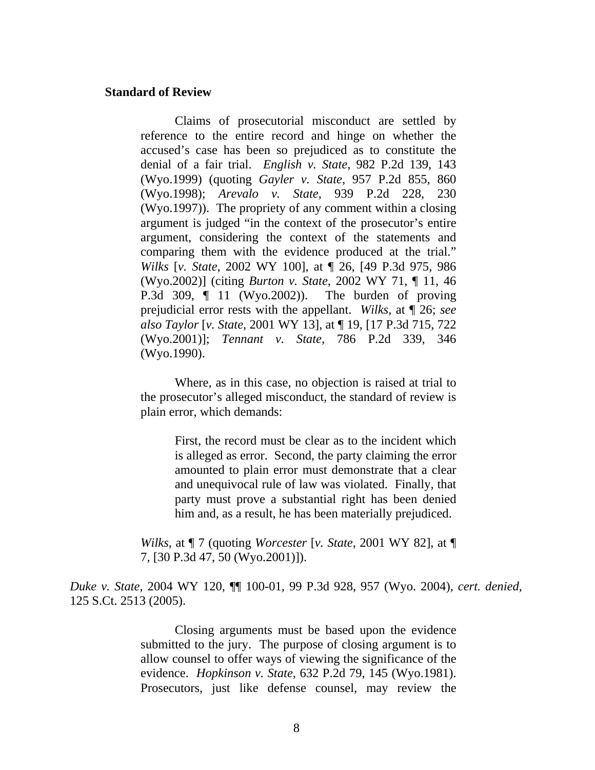**Standard of Review**

> Claims of prosecutorial misconduct are settled by reference to the entire record and hinge on whether the accused's case has been so prejudiced as to constitute the denial of a fair trial. *English v. State*, 982 P.2d 139, 143 (Wyo.1999) (quoting *Gayler v. State*, 957 P.2d 855, 860 (Wyo.1998); *Arevalo v. State*, 939 P.2d 228, 230 (Wyo.1997)). The propriety of any comment within a closing argument is judged "in the context of the prosecutor's entire argument, considering the context of the statements and comparing them with the evidence produced at the trial." *Wilks* [*v. State*, 2002 WY 100], at ¶ 26, [49 P.3d 975, 986 (Wyo.2002)] (citing *Burton v. State*, 2002 WY 71, ¶ 11, 46 P.3d 309, ¶ 11 (Wyo.2002)). The burden of proving prejudicial error rests with the appellant. *Wilks*, at ¶ 26; *see also Taylor* [*v. State*, 2001 WY 13], at ¶ 19, [17 P.3d 715, 722 (Wyo.2001)]; *Tennant v. State*, 786 P.2d 339, 346 (Wyo.1990).
>
> Where, as in this case, no objection is raised at trial to the prosecutor's alleged misconduct, the standard of review is plain error, which demands:
>
> > First, the record must be clear as to the incident which is alleged as error. Second, the party claiming the error amounted to plain error must demonstrate that a clear and unequivocal rule of law was violated. Finally, that party must prove a substantial right has been denied him and, as a result, he has been materially prejudiced.
>
> *Wilks*, at ¶ 7 (quoting *Worcester* [*v. State*, 2001 WY 82], at ¶ 7, [30 P.3d 47, 50 (Wyo.2001)]).

*Duke v. State*, 2004 WY 120, ¶¶ 100-01, 99 P.3d 928, 957 (Wyo. 2004), *cert. denied*, 125 S.Ct. 2513 (2005).

> Closing arguments must be based upon the evidence submitted to the jury. The purpose of closing argument is to allow counsel to offer ways of viewing the significance of the evidence. *Hopkinson v. State*, 632 P.2d 79, 145 (Wyo.1981). Prosecutors, just like defense counsel, may review the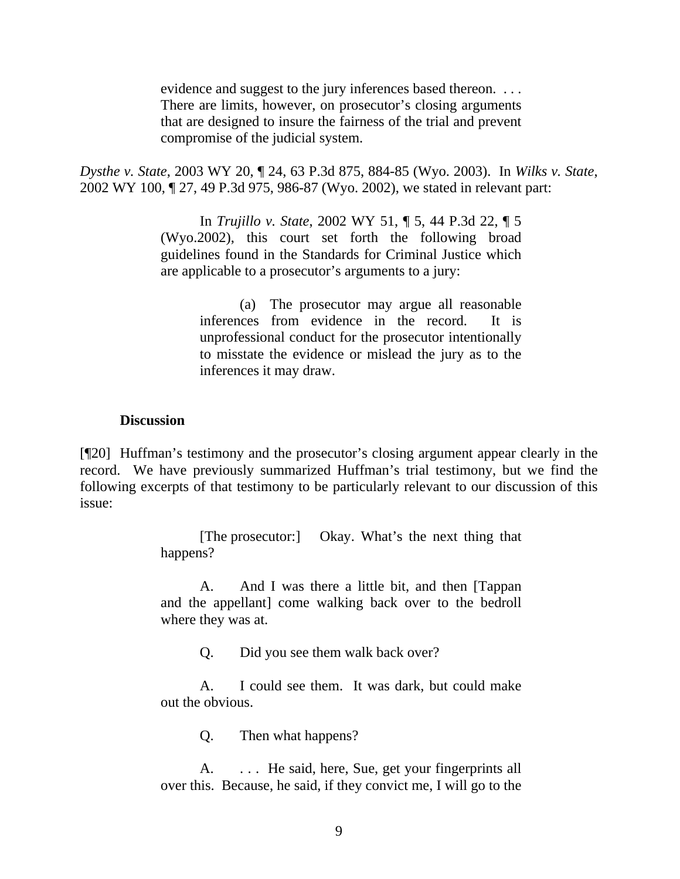> evidence and suggest to the jury inferences based thereon. . . . There are limits, however, on prosecutor's closing arguments that are designed to insure the fairness of the trial and prevent compromise of the judicial system.

*Dysthe v. State*, 2003 WY 20, ¶ 24, 63 P.3d 875, 884-85 (Wyo. 2003). In *Wilks v. State*, 2002 WY 100, ¶ 27, 49 P.3d 975, 986-87 (Wyo. 2002), we stated in relevant part:

> In *Trujillo v. State*, 2002 WY 51, ¶ 5, 44 P.3d 22, ¶ 5 (Wyo.2002), this court set forth the following broad guidelines found in the Standards for Criminal Justice which are applicable to a prosecutor's arguments to a jury:
>
> > (a) The prosecutor may argue all reasonable inferences from evidence in the record. It is unprofessional conduct for the prosecutor intentionally to misstate the evidence or mislead the jury as to the inferences it may draw.

**Discussion**

[¶20] Huffman's testimony and the prosecutor's closing argument appear clearly in the record. We have previously summarized Huffman's trial testimony, but we find the following excerpts of that testimony to be particularly relevant to our discussion of this issue:

> [The prosecutor:] Okay. What's the next thing that happens?
>
> A. And I was there a little bit, and then [Tappan and the appellant] come walking back over to the bedroll where they was at.
>
> Q. Did you see them walk back over?
>
> A. I could see them. It was dark, but could make out the obvious.
>
> Q. Then what happens?
>
> A. . . . He said, here, Sue, get your fingerprints all over this. Because, he said, if they convict me, I will go to the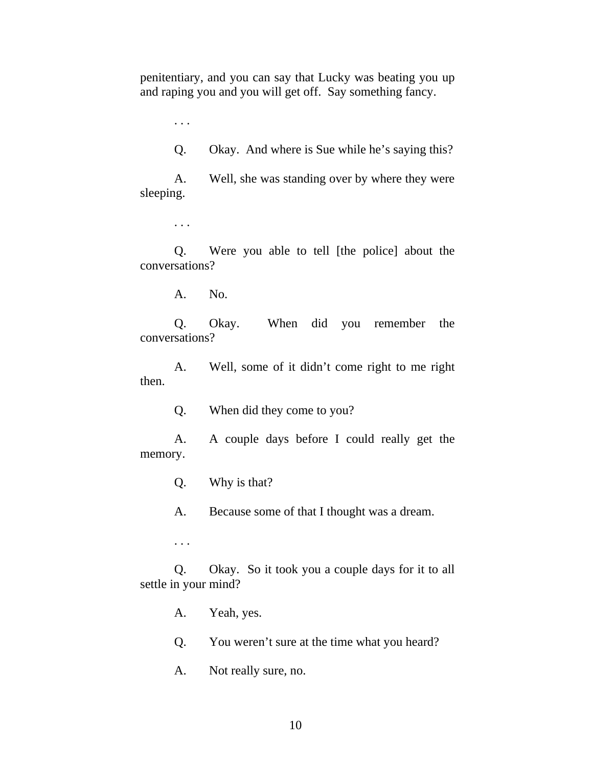penitentiary, and you can say that Lucky was beating you up and raping you and you will get off. Say something fancy.

. . .

Q. Okay. And where is Sue while he's saying this?

A. Well, she was standing over by where they were sleeping.

. . .

Q. Were you able to tell [the police] about the conversations?

A. No.

Q. Okay. When did you remember the conversations?

A. Well, some of it didn't come right to me right then.

Q. When did they come to you?

A. A couple days before I could really get the memory.

Q. Why is that?

A. Because some of that I thought was a dream.

. . .

Q. Okay. So it took you a couple days for it to all settle in your mind?

A. Yeah, yes.

Q. You weren't sure at the time what you heard?

A. Not really sure, no.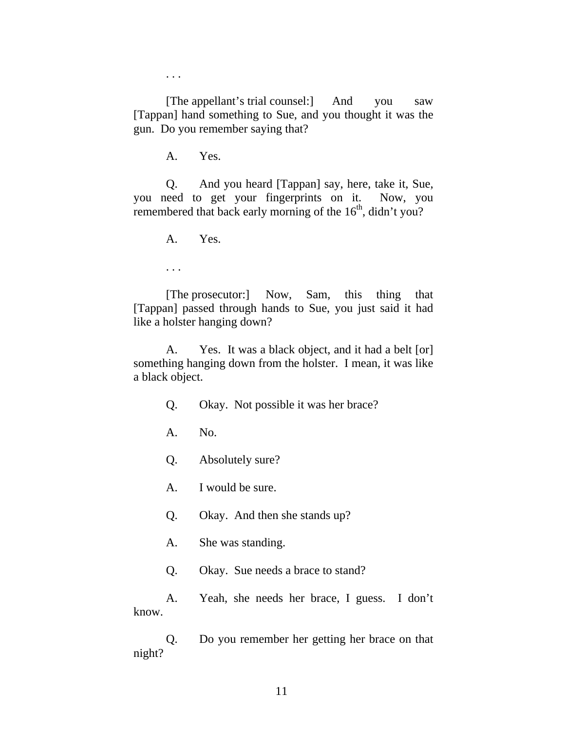. . .

[The appellant's trial counsel:] And you saw [Tappan] hand something to Sue, and you thought it was the gun. Do you remember saying that?

A. Yes.

Q. And you heard [Tappan] say, here, take it, Sue, you need to get your fingerprints on it. Now, you remembered that back early morning of the 16th, didn't you?

A. Yes.

. . .

[The prosecutor:] Now, Sam, this thing that [Tappan] passed through hands to Sue, you just said it had like a holster hanging down?

A. Yes. It was a black object, and it had a belt [or] something hanging down from the holster. I mean, it was like a black object.

Q. Okay. Not possible it was her brace?

A. No.

Q. Absolutely sure?

A. I would be sure.

Q. Okay. And then she stands up?

A. She was standing.

Q. Okay. Sue needs a brace to stand?

A. Yeah, she needs her brace, I guess. I don't know.

Q. Do you remember her getting her brace on that night?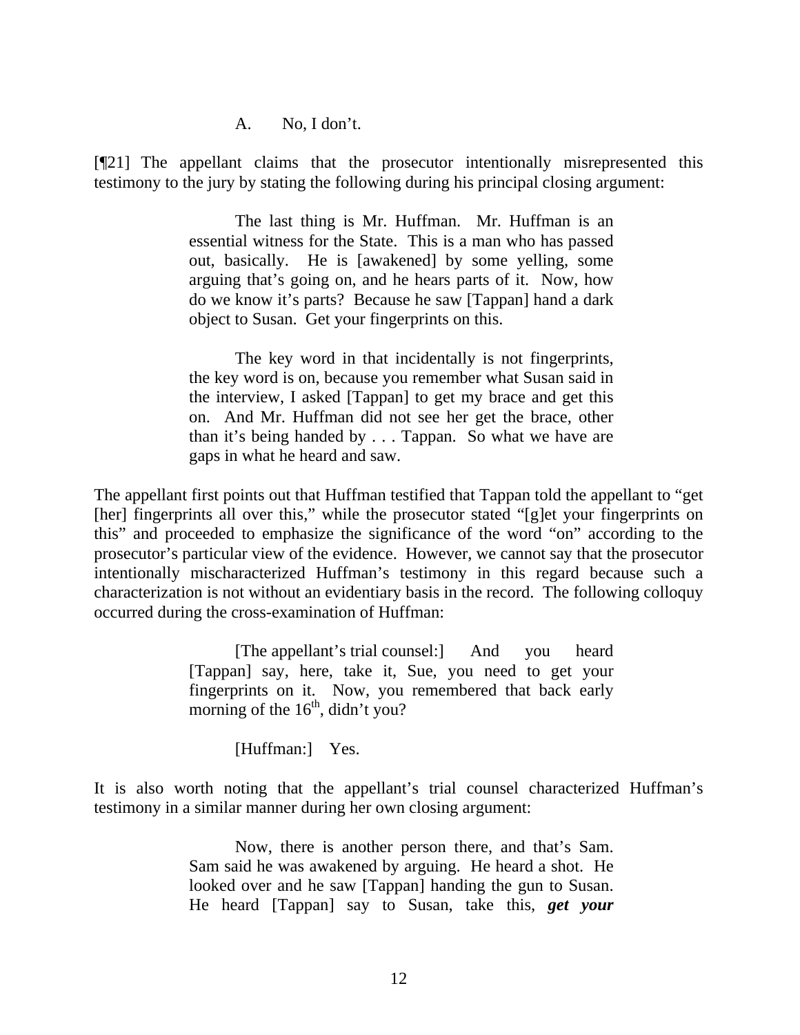A. No, I don't.

[¶21] The appellant claims that the prosecutor intentionally misrepresented this testimony to the jury by stating the following during his principal closing argument:

> The last thing is Mr. Huffman. Mr. Huffman is an essential witness for the State. This is a man who has passed out, basically. He is [awakened] by some yelling, some arguing that's going on, and he hears parts of it. Now, how do we know it's parts? Because he saw [Tappan] hand a dark object to Susan. Get your fingerprints on this.
>
> The key word in that incidentally is not fingerprints, the key word is on, because you remember what Susan said in the interview, I asked [Tappan] to get my brace and get this on. And Mr. Huffman did not see her get the brace, other than it's being handed by . . . Tappan. So what we have are gaps in what he heard and saw.

The appellant first points out that Huffman testified that Tappan told the appellant to "get [her] fingerprints all over this," while the prosecutor stated "[g]et your fingerprints on this" and proceeded to emphasize the significance of the word "on" according to the prosecutor's particular view of the evidence. However, we cannot say that the prosecutor intentionally mischaracterized Huffman's testimony in this regard because such a characterization is not without an evidentiary basis in the record. The following colloquy occurred during the cross-examination of Huffman:

> [The appellant's trial counsel:] And you heard [Tappan] say, here, take it, Sue, you need to get your fingerprints on it. Now, you remembered that back early morning of the 16th, didn't you?
>
> [Huffman:] Yes.

It is also worth noting that the appellant's trial counsel characterized Huffman's testimony in a similar manner during her own closing argument:

> Now, there is another person there, and that's Sam. Sam said he was awakened by arguing. He heard a shot. He looked over and he saw [Tappan] handing the gun to Susan. He heard [Tappan] say to Susan, take this, ***get your***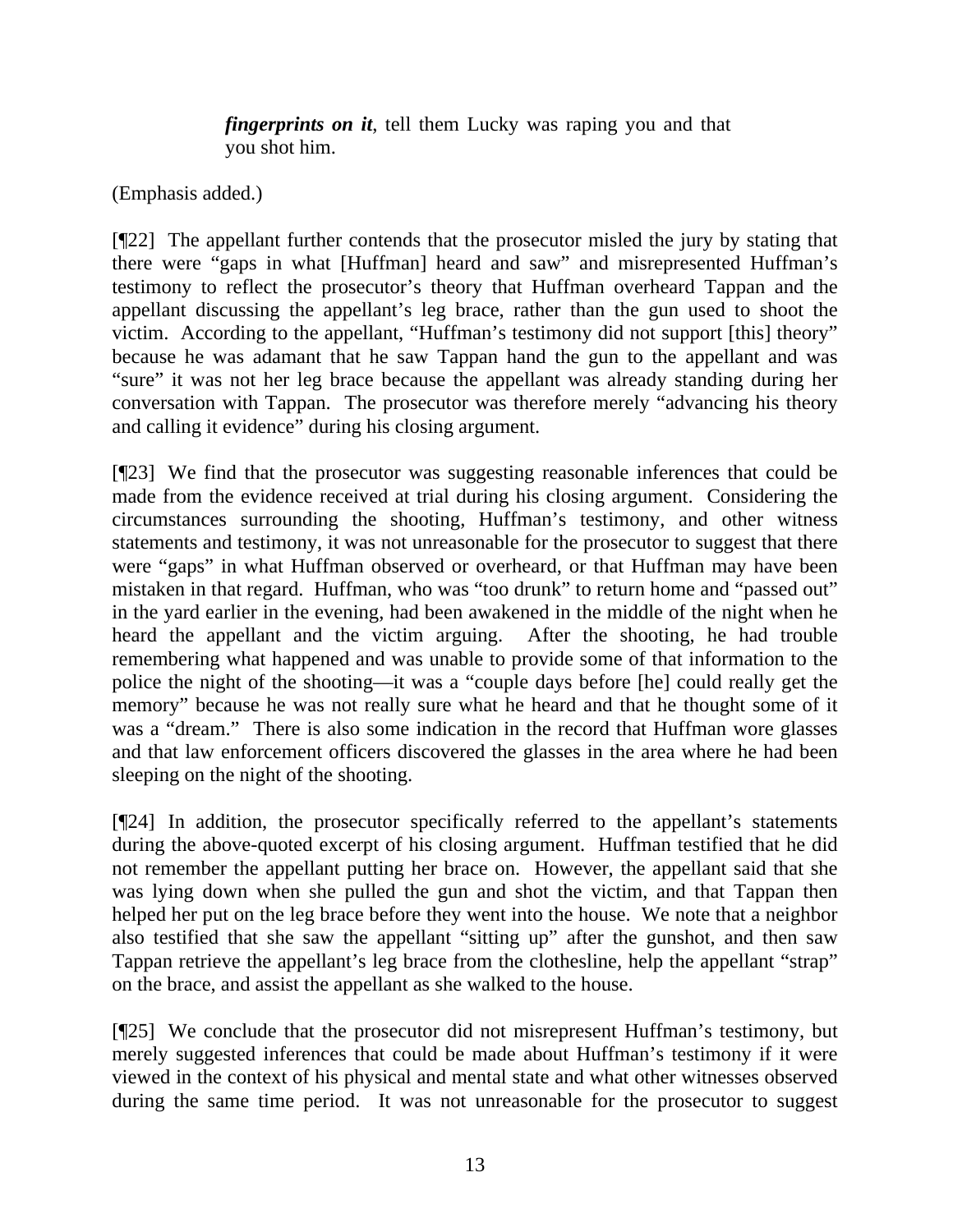> ***fingerprints on it***, tell them Lucky was raping you and that you shot him.

(Emphasis added.)

[¶22] The appellant further contends that the prosecutor misled the jury by stating that there were "gaps in what [Huffman] heard and saw" and misrepresented Huffman's testimony to reflect the prosecutor's theory that Huffman overheard Tappan and the appellant discussing the appellant's leg brace, rather than the gun used to shoot the victim. According to the appellant, "Huffman's testimony did not support [this] theory" because he was adamant that he saw Tappan hand the gun to the appellant and was "sure" it was not her leg brace because the appellant was already standing during her conversation with Tappan. The prosecutor was therefore merely "advancing his theory and calling it evidence" during his closing argument.

[¶23] We find that the prosecutor was suggesting reasonable inferences that could be made from the evidence received at trial during his closing argument. Considering the circumstances surrounding the shooting, Huffman's testimony, and other witness statements and testimony, it was not unreasonable for the prosecutor to suggest that there were "gaps" in what Huffman observed or overheard, or that Huffman may have been mistaken in that regard. Huffman, who was "too drunk" to return home and "passed out" in the yard earlier in the evening, had been awakened in the middle of the night when he heard the appellant and the victim arguing. After the shooting, he had trouble remembering what happened and was unable to provide some of that information to the police the night of the shooting—it was a "couple days before [he] could really get the memory" because he was not really sure what he heard and that he thought some of it was a "dream." There is also some indication in the record that Huffman wore glasses and that law enforcement officers discovered the glasses in the area where he had been sleeping on the night of the shooting.

[¶24] In addition, the prosecutor specifically referred to the appellant's statements during the above-quoted excerpt of his closing argument. Huffman testified that he did not remember the appellant putting her brace on. However, the appellant said that she was lying down when she pulled the gun and shot the victim, and that Tappan then helped her put on the leg brace before they went into the house. We note that a neighbor also testified that she saw the appellant "sitting up" after the gunshot, and then saw Tappan retrieve the appellant's leg brace from the clothesline, help the appellant "strap" on the brace, and assist the appellant as she walked to the house.

[¶25] We conclude that the prosecutor did not misrepresent Huffman's testimony, but merely suggested inferences that could be made about Huffman's testimony if it were viewed in the context of his physical and mental state and what other witnesses observed during the same time period. It was not unreasonable for the prosecutor to suggest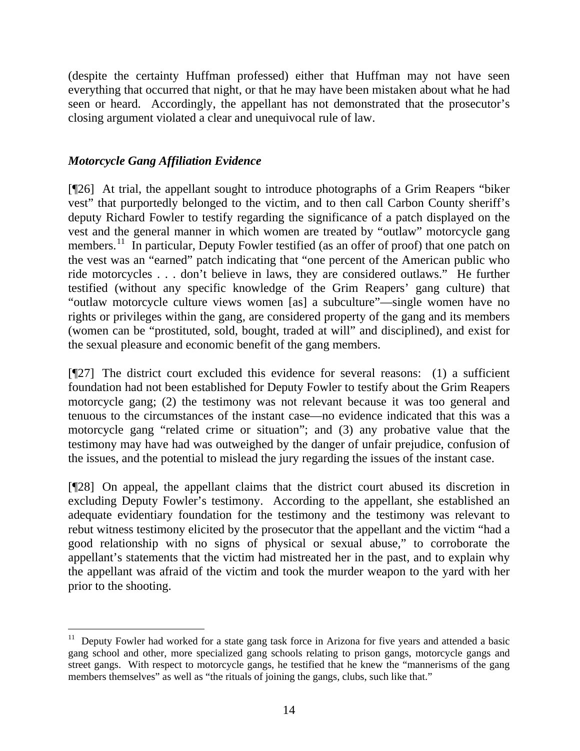(despite the certainty Huffman professed) either that Huffman may not have seen everything that occurred that night, or that he may have been mistaken about what he had seen or heard. Accordingly, the appellant has not demonstrated that the prosecutor's closing argument violated a clear and unequivocal rule of law.

### *Motorcycle Gang Affiliation Evidence*

[¶26] At trial, the appellant sought to introduce photographs of a Grim Reapers "biker vest" that purportedly belonged to the victim, and to then call Carbon County sheriff's deputy Richard Fowler to testify regarding the significance of a patch displayed on the vest and the general manner in which women are treated by "outlaw" motorcycle gang members.[11] In particular, Deputy Fowler testified (as an offer of proof) that one patch on the vest was an "earned" patch indicating that "one percent of the American public who ride motorcycles . . . don't believe in laws, they are considered outlaws." He further testified (without any specific knowledge of the Grim Reapers' gang culture) that "outlaw motorcycle culture views women [as] a subculture"—single women have no rights or privileges within the gang, are considered property of the gang and its members (women can be "prostituted, sold, bought, traded at will" and disciplined), and exist for the sexual pleasure and economic benefit of the gang members.

[¶27] The district court excluded this evidence for several reasons: (1) a sufficient foundation had not been established for Deputy Fowler to testify about the Grim Reapers motorcycle gang; (2) the testimony was not relevant because it was too general and tenuous to the circumstances of the instant case—no evidence indicated that this was a motorcycle gang "related crime or situation"; and (3) any probative value that the testimony may have had was outweighed by the danger of unfair prejudice, confusion of the issues, and the potential to mislead the jury regarding the issues of the instant case.

[¶28] On appeal, the appellant claims that the district court abused its discretion in excluding Deputy Fowler's testimony. According to the appellant, she established an adequate evidentiary foundation for the testimony and the testimony was relevant to rebut witness testimony elicited by the prosecutor that the appellant and the victim "had a good relationship with no signs of physical or sexual abuse," to corroborate the appellant's statements that the victim had mistreated her in the past, and to explain why the appellant was afraid of the victim and took the murder weapon to the yard with her prior to the shooting.

---

[11] Deputy Fowler had worked for a state gang task force in Arizona for five years and attended a basic gang school and other, more specialized gang schools relating to prison gangs, motorcycle gangs and street gangs. With respect to motorcycle gangs, he testified that he knew the "mannerisms of the gang members themselves" as well as "the rituals of joining the gangs, clubs, such like that."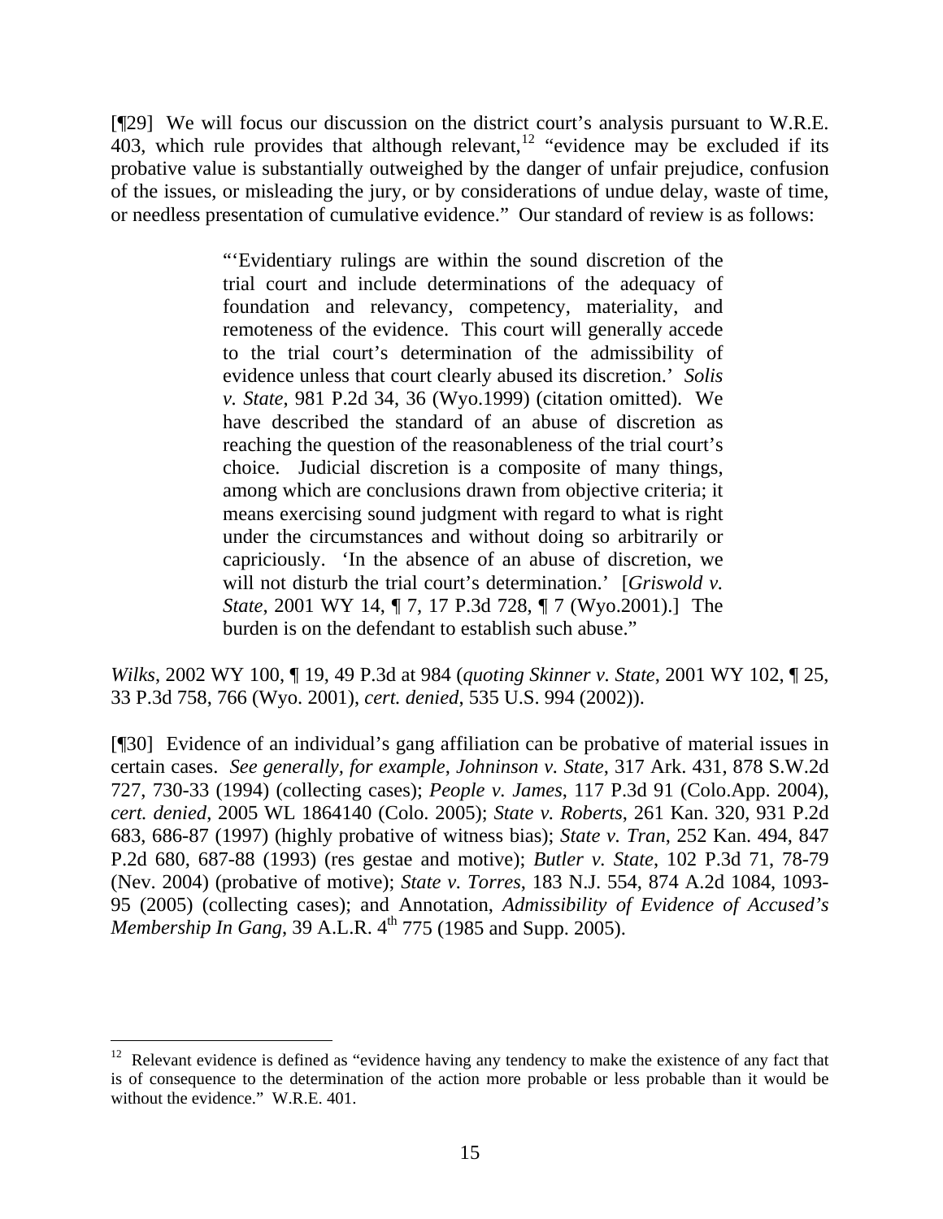[¶29] We will focus our discussion on the district court's analysis pursuant to W.R.E. 403, which rule provides that although relevant,[12] "evidence may be excluded if its probative value is substantially outweighed by the danger of unfair prejudice, confusion of the issues, or misleading the jury, or by considerations of undue delay, waste of time, or needless presentation of cumulative evidence." Our standard of review is as follows:

> "'Evidentiary rulings are within the sound discretion of the trial court and include determinations of the adequacy of foundation and relevancy, competency, materiality, and remoteness of the evidence. This court will generally accede to the trial court's determination of the admissibility of evidence unless that court clearly abused its discretion.' *Solis v. State*, 981 P.2d 34, 36 (Wyo.1999) (citation omitted). We have described the standard of an abuse of discretion as reaching the question of the reasonableness of the trial court's choice. Judicial discretion is a composite of many things, among which are conclusions drawn from objective criteria; it means exercising sound judgment with regard to what is right under the circumstances and without doing so arbitrarily or capriciously. 'In the absence of an abuse of discretion, we will not disturb the trial court's determination.' [*Griswold v. State*, 2001 WY 14, ¶ 7, 17 P.3d 728, ¶ 7 (Wyo.2001).] The burden is on the defendant to establish such abuse."

*Wilks*, 2002 WY 100, ¶ 19, 49 P.3d at 984 (*quoting Skinner v. State*, 2001 WY 102, ¶ 25, 33 P.3d 758, 766 (Wyo. 2001), *cert. denied*, 535 U.S. 994 (2002)).

[¶30] Evidence of an individual's gang affiliation can be probative of material issues in certain cases. *See generally, for example*, *Johninson v. State*, 317 Ark. 431, 878 S.W.2d 727, 730-33 (1994) (collecting cases); *People v. James*, 117 P.3d 91 (Colo.App. 2004), *cert. denied*, 2005 WL 1864140 (Colo. 2005); *State v. Roberts*, 261 Kan. 320, 931 P.2d 683, 686-87 (1997) (highly probative of witness bias); *State v. Tran*, 252 Kan. 494, 847 P.2d 680, 687-88 (1993) (res gestae and motive); *Butler v. State*, 102 P.3d 71, 78-79 (Nev. 2004) (probative of motive); *State v. Torres*, 183 N.J. 554, 874 A.2d 1084, 1093-95 (2005) (collecting cases); and Annotation, *Admissibility of Evidence of Accused's Membership In Gang*, 39 A.L.R. 4th 775 (1985 and Supp. 2005).

---

[12] Relevant evidence is defined as "evidence having any tendency to make the existence of any fact that is of consequence to the determination of the action more probable or less probable than it would be without the evidence." W.R.E. 401.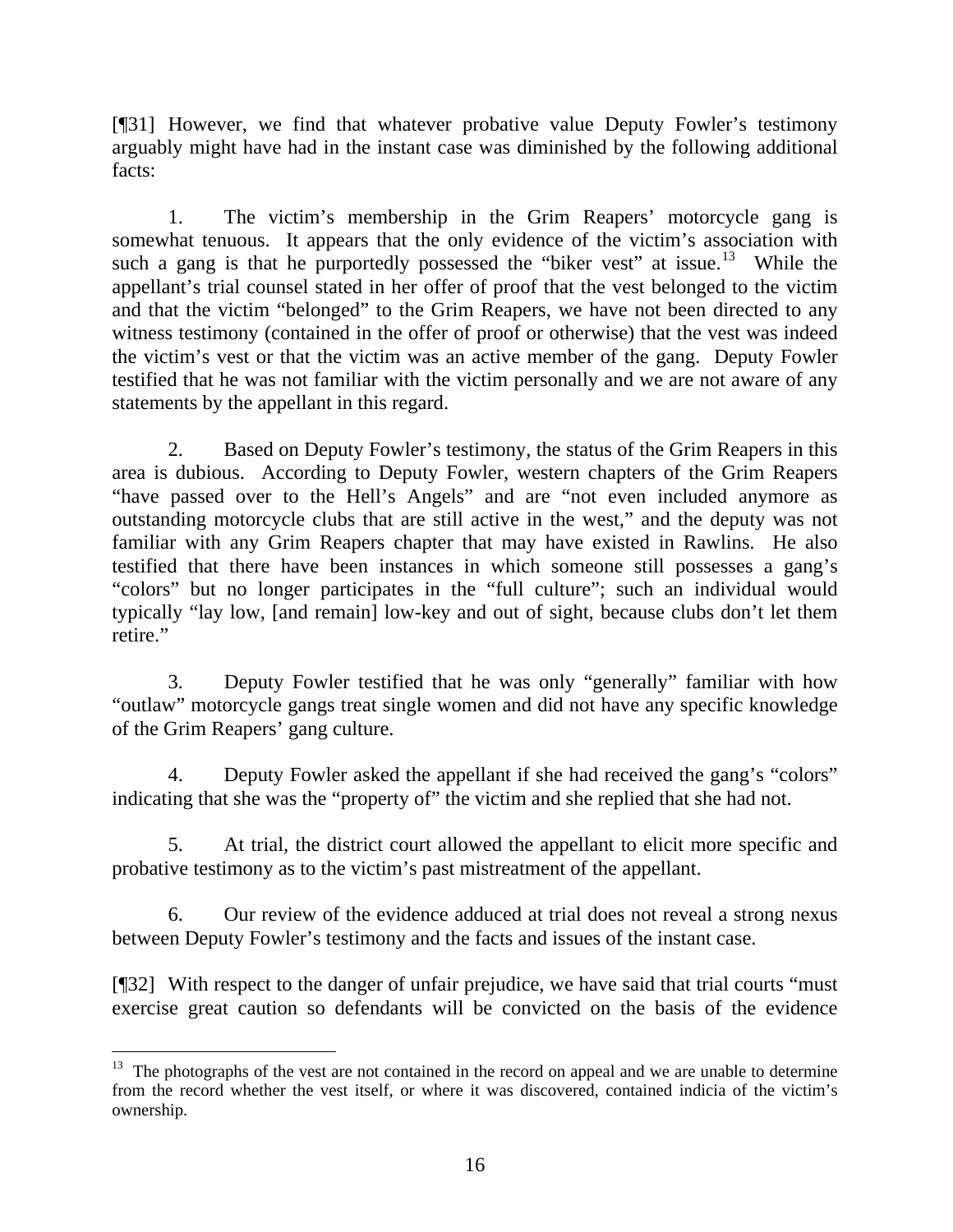[¶31] However, we find that whatever probative value Deputy Fowler's testimony arguably might have had in the instant case was diminished by the following additional facts:

1. The victim's membership in the Grim Reapers' motorcycle gang is somewhat tenuous. It appears that the only evidence of the victim's association with such a gang is that he purportedly possessed the "biker vest" at issue.[13] While the appellant's trial counsel stated in her offer of proof that the vest belonged to the victim and that the victim "belonged" to the Grim Reapers, we have not been directed to any witness testimony (contained in the offer of proof or otherwise) that the vest was indeed the victim's vest or that the victim was an active member of the gang. Deputy Fowler testified that he was not familiar with the victim personally and we are not aware of any statements by the appellant in this regard.

2. Based on Deputy Fowler's testimony, the status of the Grim Reapers in this area is dubious. According to Deputy Fowler, western chapters of the Grim Reapers "have passed over to the Hell's Angels" and are "not even included anymore as outstanding motorcycle clubs that are still active in the west," and the deputy was not familiar with any Grim Reapers chapter that may have existed in Rawlins. He also testified that there have been instances in which someone still possesses a gang's "colors" but no longer participates in the "full culture"; such an individual would typically "lay low, [and remain] low-key and out of sight, because clubs don't let them retire."

3. Deputy Fowler testified that he was only "generally" familiar with how "outlaw" motorcycle gangs treat single women and did not have any specific knowledge of the Grim Reapers' gang culture.

4. Deputy Fowler asked the appellant if she had received the gang's "colors" indicating that she was the "property of" the victim and she replied that she had not.

5. At trial, the district court allowed the appellant to elicit more specific and probative testimony as to the victim's past mistreatment of the appellant.

6. Our review of the evidence adduced at trial does not reveal a strong nexus between Deputy Fowler's testimony and the facts and issues of the instant case.

[¶32] With respect to the danger of unfair prejudice, we have said that trial courts "must exercise great caution so defendants will be convicted on the basis of the evidence

---

[13] The photographs of the vest are not contained in the record on appeal and we are unable to determine from the record whether the vest itself, or where it was discovered, contained indicia of the victim's ownership.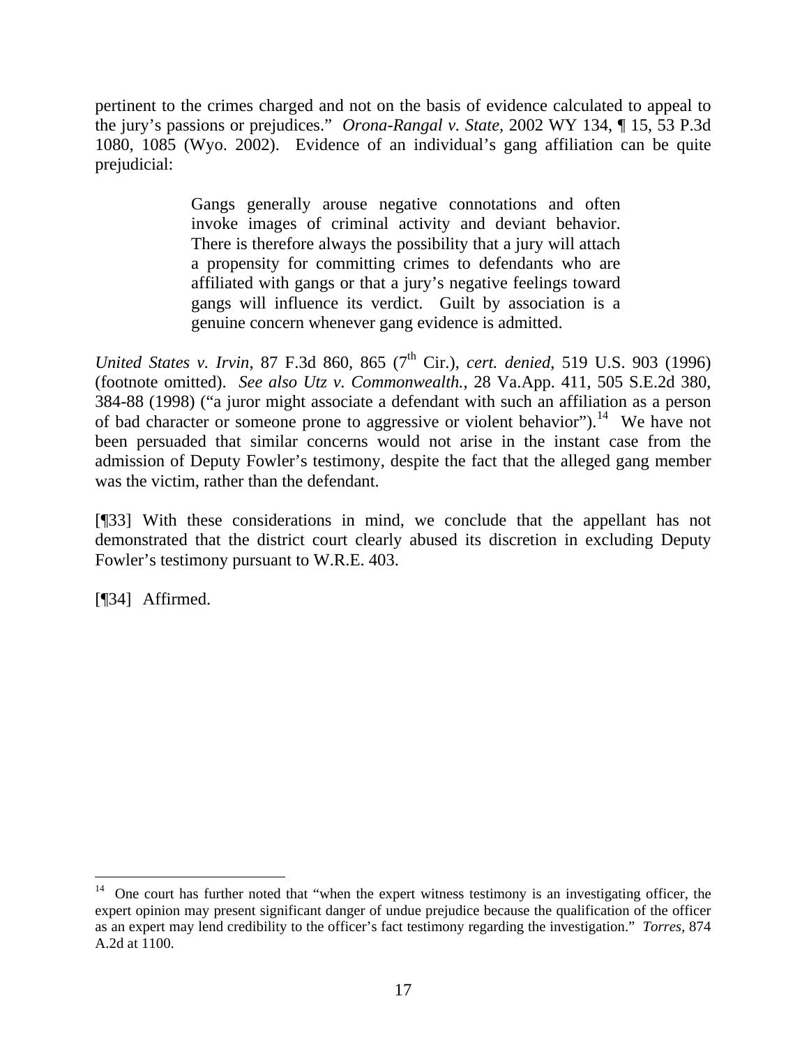pertinent to the crimes charged and not on the basis of evidence calculated to appeal to the jury's passions or prejudices." *Orona-Rangal v. State*, 2002 WY 134, ¶ 15, 53 P.3d 1080, 1085 (Wyo. 2002). Evidence of an individual's gang affiliation can be quite prejudicial:

> Gangs generally arouse negative connotations and often invoke images of criminal activity and deviant behavior. There is therefore always the possibility that a jury will attach a propensity for committing crimes to defendants who are affiliated with gangs or that a jury's negative feelings toward gangs will influence its verdict. Guilt by association is a genuine concern whenever gang evidence is admitted.

*United States v. Irvin*, 87 F.3d 860, 865 (7th Cir.), *cert. denied*, 519 U.S. 903 (1996) (footnote omitted). *See also Utz v. Commonwealth.*, 28 Va.App. 411, 505 S.E.2d 380, 384-88 (1998) ("a juror might associate a defendant with such an affiliation as a person of bad character or someone prone to aggressive or violent behavior").[14] We have not been persuaded that similar concerns would not arise in the instant case from the admission of Deputy Fowler's testimony, despite the fact that the alleged gang member was the victim, rather than the defendant.

[¶33] With these considerations in mind, we conclude that the appellant has not demonstrated that the district court clearly abused its discretion in excluding Deputy Fowler's testimony pursuant to W.R.E. 403.

[¶34] Affirmed.

---

[14] One court has further noted that "when the expert witness testimony is an investigating officer, the expert opinion may present significant danger of undue prejudice because the qualification of the officer as an expert may lend credibility to the officer's fact testimony regarding the investigation." *Torres*, 874 A.2d at 1100.